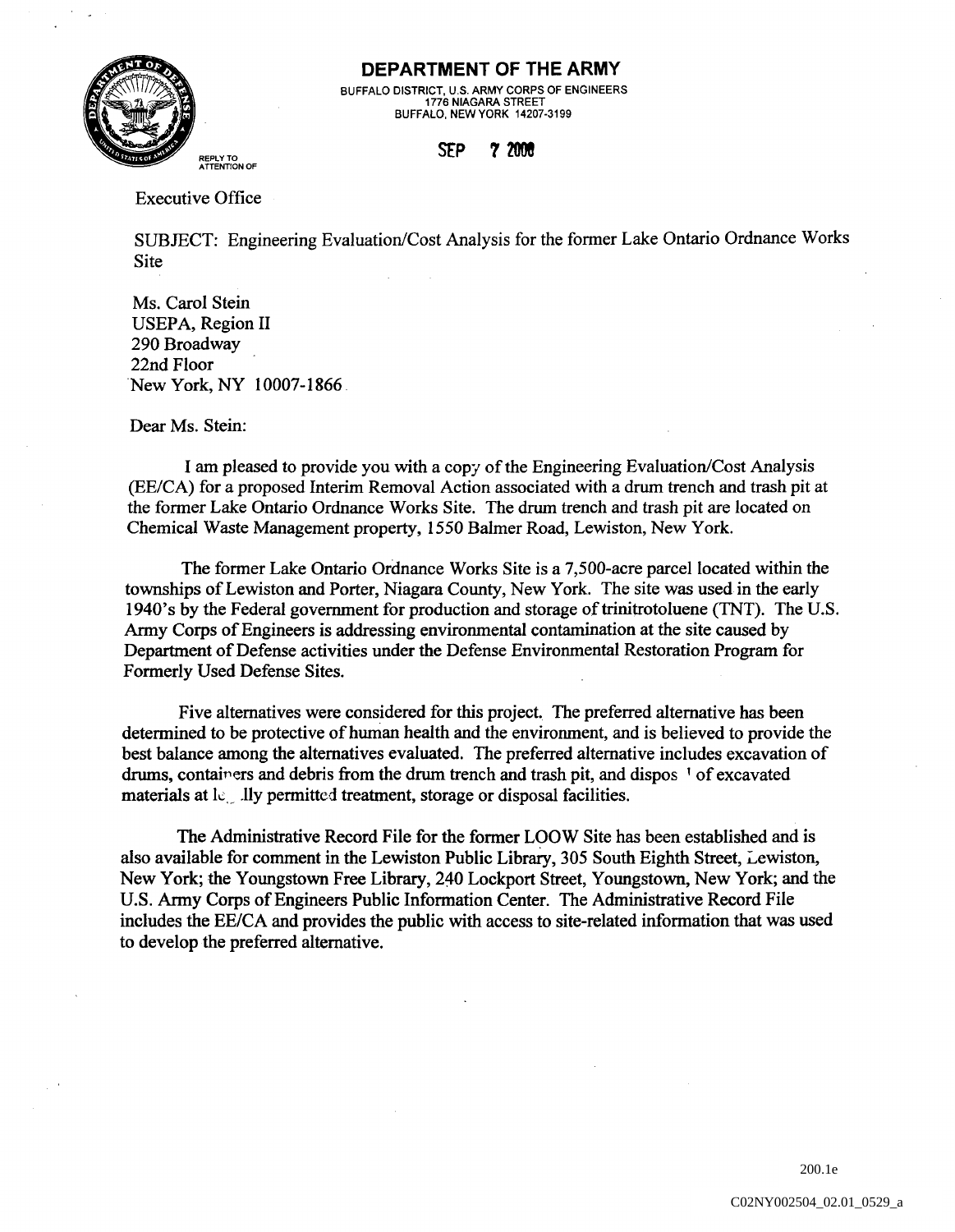**DEPARTMENT OF THE ARMY**

BUFFALO DISTRICT, U.S. ARMY CORPS OF ENGINEERS
1776 NIAGARA STREET
BUFFALO, NEW YORK 14207-3199

REPLY TO
ATTENTION OF

SEP 7 2000

Executive Office

SUBJECT: Engineering Evaluation/Cost Analysis for the former Lake Ontario Ordnance Works Site

Ms. Carol Stein
USEPA, Region II
290 Broadway
22nd Floor
New York, NY 10007-1866

Dear Ms. Stein:

I am pleased to provide you with a copy of the Engineering Evaluation/Cost Analysis (EE/CA) for a proposed Interim Removal Action associated with a drum trench and trash pit at the former Lake Ontario Ordnance Works Site. The drum trench and trash pit are located on Chemical Waste Management property, 1550 Balmer Road, Lewiston, New York.

The former Lake Ontario Ordnance Works Site is a 7,500-acre parcel located within the townships of Lewiston and Porter, Niagara County, New York. The site was used in the early 1940's by the Federal government for production and storage of trinitrotoluene (TNT). The U.S. Army Corps of Engineers is addressing environmental contamination at the site caused by Department of Defense activities under the Defense Environmental Restoration Program for Formerly Used Defense Sites.

Five alternatives were considered for this project. The preferred alternative has been determined to be protective of human health and the environment, and is believed to provide the best balance among the alternatives evaluated. The preferred alternative includes excavation of drums, containers and debris from the drum trench and trash pit, and disposal of excavated materials at legally permitted treatment, storage or disposal facilities.

The Administrative Record File for the former LOOW Site has been established and is also available for comment in the Lewiston Public Library, 305 South Eighth Street, Lewiston, New York; the Youngstown Free Library, 240 Lockport Street, Youngstown, New York; and the U.S. Army Corps of Engineers Public Information Center. The Administrative Record File includes the EE/CA and provides the public with access to site-related information that was used to develop the preferred alternative.

200.1e

C02NY002504_02.01_0529_a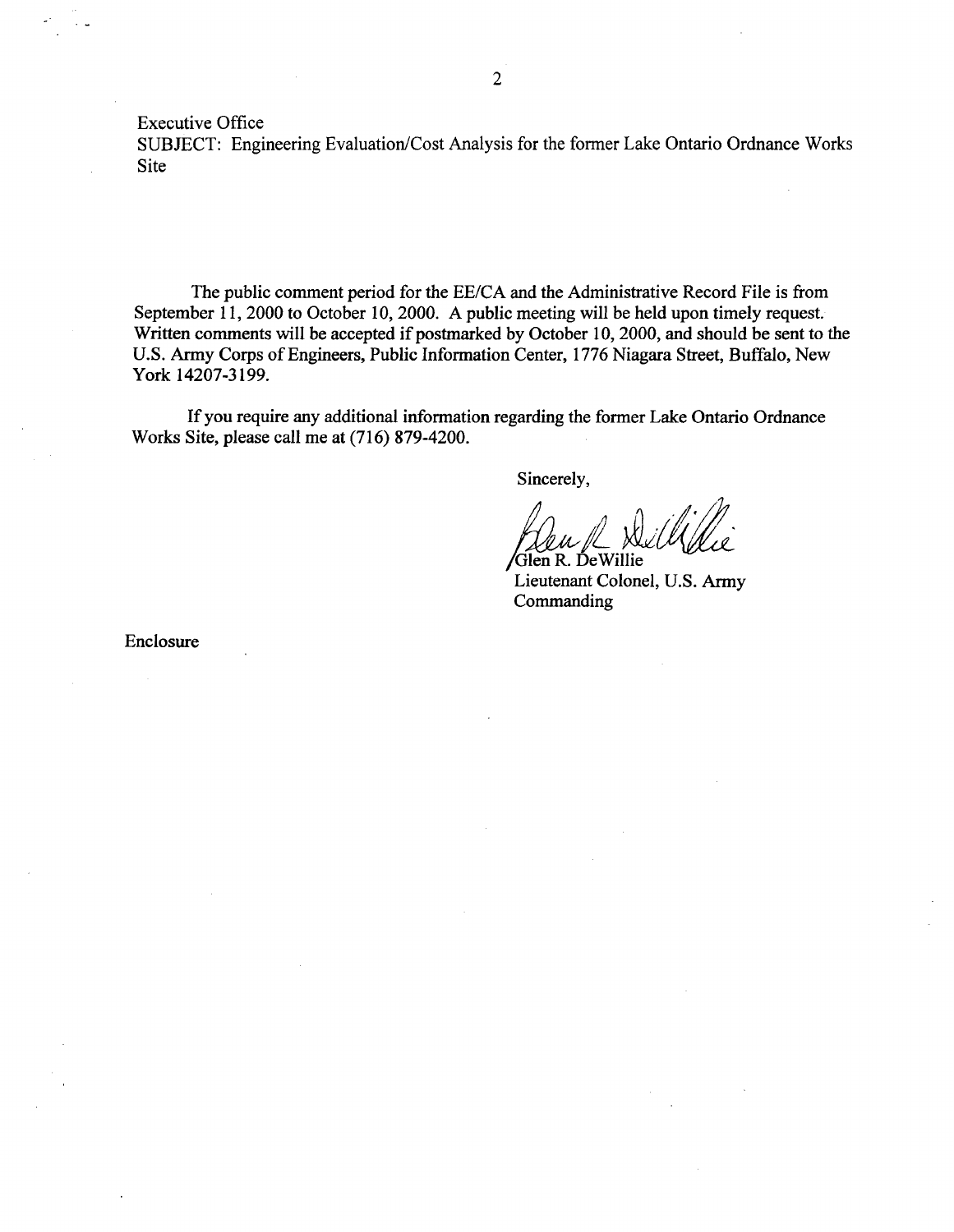Executive Office
SUBJECT: Engineering Evaluation/Cost Analysis for the former Lake Ontario Ordnance Works Site

The public comment period for the EE/CA and the Administrative Record File is from September 11, 2000 to October 10, 2000. A public meeting will be held upon timely request. Written comments will be accepted if postmarked by October 10, 2000, and should be sent to the U.S. Army Corps of Engineers, Public Information Center, 1776 Niagara Street, Buffalo, New York 14207-3199.

If you require any additional information regarding the former Lake Ontario Ordnance Works Site, please call me at (716) 879-4200.

Sincerely,

Glen R. DeWillie
Lieutenant Colonel, U.S. Army
Commanding

Enclosure